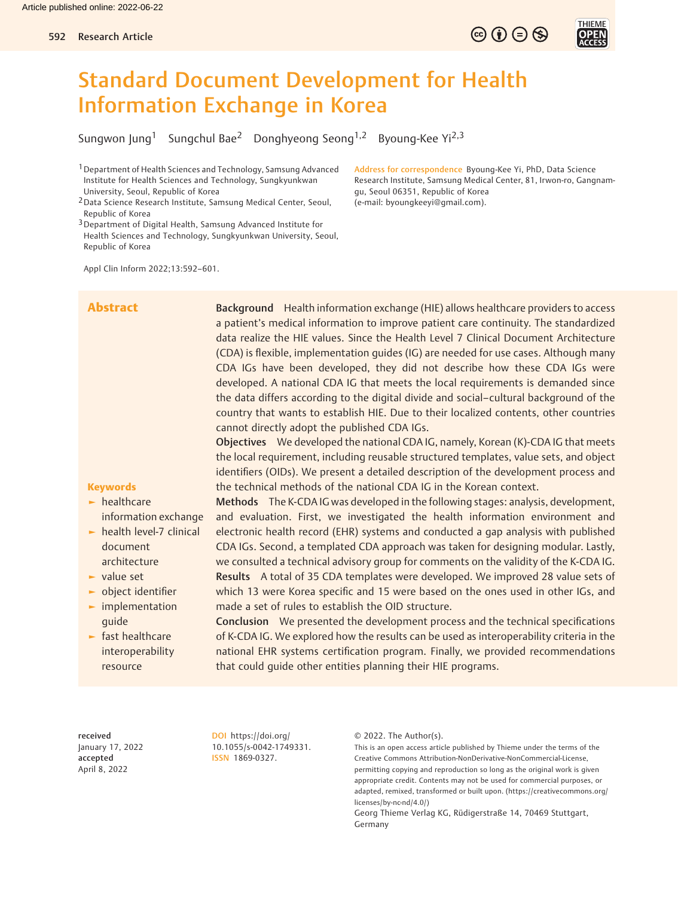# Standard Document Development for Health Information Exchange in Korea

Sungwon Jung[1] Sungchul Bae[2] Donghyeong Seong[1,2] Byoung-Kee Yi[2,3]

[1] Department of Health Sciences and Technology, Samsung Advanced Institute for Health Sciences and Technology, Sungkyunkwan University, Seoul, Republic of Korea

[2] Data Science Research Institute, Samsung Medical Center, Seoul, Republic of Korea

[3] Department of Digital Health, Samsung Advanced Institute for Health Sciences and Technology, Sungkyunkwan University, Seoul, Republic of Korea

Address for correspondence Byoung-Kee Yi, PhD, Data Science Research Institute, Samsung Medical Center, 81, Irwon-ro, Gangnam-gu, Seoul 06351, Republic of Korea (e-mail: byoungkeeyi@gmail.com).

Appl Clin Inform 2022;13:592–601.

## Abstract

**Background** Health information exchange (HIE) allows healthcare providers to access a patient's medical information to improve patient care continuity. The standardized data realize the HIE values. Since the Health Level 7 Clinical Document Architecture (CDA) is flexible, implementation guides (IG) are needed for use cases. Although many CDA IGs have been developed, they did not describe how these CDA IGs were developed. A national CDA IG that meets the local requirements is demanded since the data differs according to the digital divide and social–cultural background of the country that wants to establish HIE. Due to their localized contents, other countries cannot directly adopt the published CDA IGs.

**Objectives** We developed the national CDA IG, namely, Korean (K)-CDA IG that meets the local requirement, including reusable structured templates, value sets, and object identifiers (OIDs). We present a detailed description of the development process and the technical methods of the national CDA IG in the Korean context.

**Methods** The K-CDA IG was developed in the following stages: analysis, development, and evaluation. First, we investigated the health information environment and electronic health record (EHR) systems and conducted a gap analysis with published CDA IGs. Second, a templated CDA approach was taken for designing modular. Lastly, we consulted a technical advisory group for comments on the validity of the K-CDA IG.

**Results** A total of 35 CDA templates were developed. We improved 28 value sets of which 13 were Korea specific and 15 were based on the ones used in other IGs, and made a set of rules to establish the OID structure.

**Conclusion** We presented the development process and the technical specifications of K-CDA IG. We explored how the results can be used as interoperability criteria in the national EHR systems certification program. Finally, we provided recommendations that could guide other entities planning their HIE programs.

**Keywords**

- healthcare information exchange
- health level-7 clinical document architecture
- value set
- object identifier
- implementation guide
- fast healthcare interoperability resource

received January 17, 2022
accepted April 8, 2022

DOI https://doi.org/10.1055/s-0042-1749331.
ISSN 1869-0327.

© 2022. The Author(s).
This is an open access article published by Thieme under the terms of the Creative Commons Attribution-NonDerivative-NonCommercial-License, permitting copying and reproduction so long as the original work is given appropriate credit. Contents may not be used for commercial purposes, or adapted, remixed, transformed or built upon. (https://creativecommons.org/licenses/by-nc-nd/4.0/)
Georg Thieme Verlag KG, Rüdigerstraße 14, 70469 Stuttgart, Germany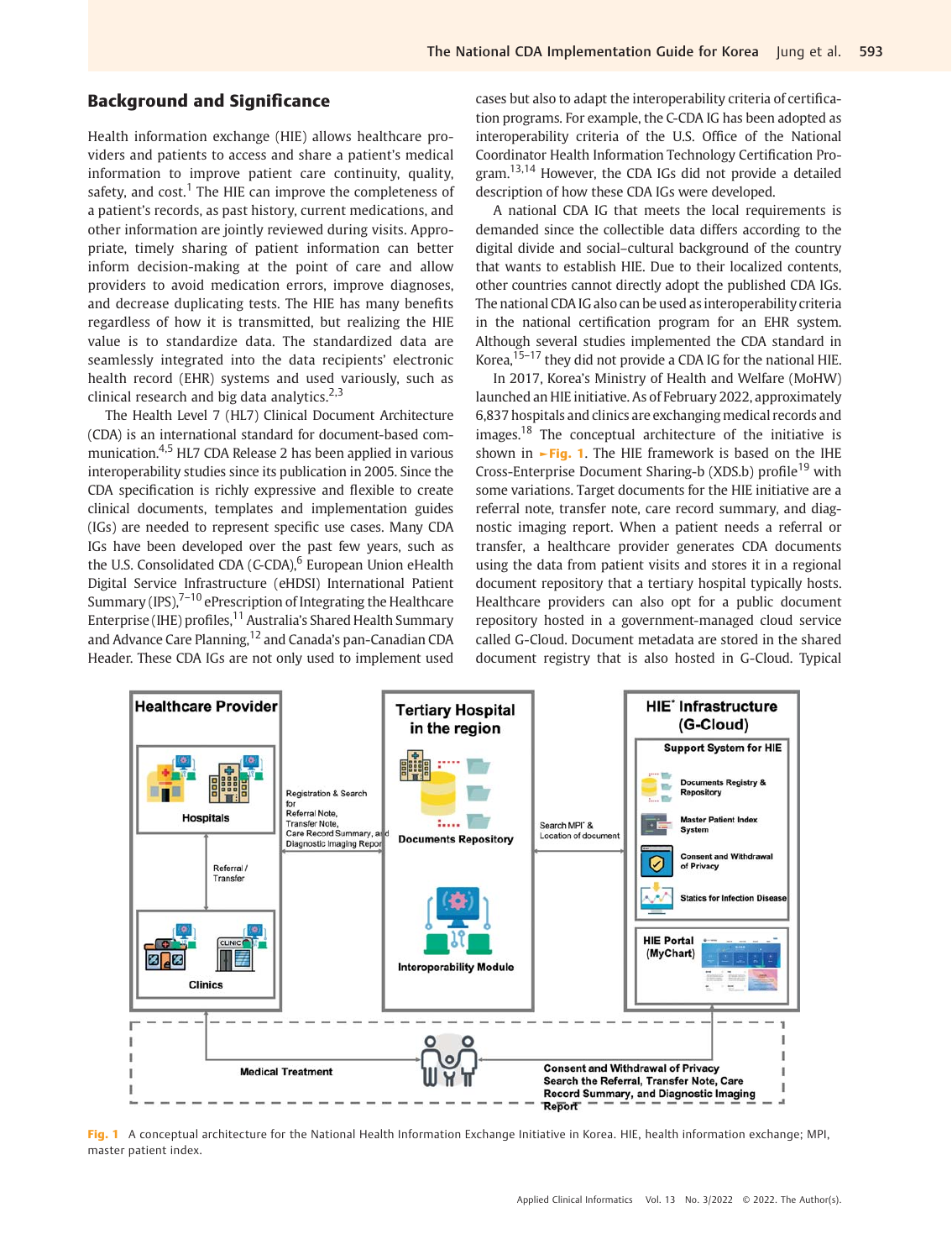## Background and Significance

Health information exchange (HIE) allows healthcare providers and patients to access and share a patient's medical information to improve patient care continuity, quality, safety, and cost.[1] The HIE can improve the completeness of a patient's records, as past history, current medications, and other information are jointly reviewed during visits. Appropriate, timely sharing of patient information can better inform decision-making at the point of care and allow providers to avoid medication errors, improve diagnoses, and decrease duplicating tests. The HIE has many benefits regardless of how it is transmitted, but realizing the HIE value is to standardize data. The standardized data are seamlessly integrated into the data recipients' electronic health record (EHR) systems and used variously, such as clinical research and big data analytics.[2,3]

The Health Level 7 (HL7) Clinical Document Architecture (CDA) is an international standard for document-based communication.[4,5] HL7 CDA Release 2 has been applied in various interoperability studies since its publication in 2005. Since the CDA specification is richly expressive and flexible to create clinical documents, templates and implementation guides (IGs) are needed to represent specific use cases. Many CDA IGs have been developed over the past few years, such as the U.S. Consolidated CDA (C-CDA),[6] European Union eHealth Digital Service Infrastructure (eHDSI) International Patient Summary (IPS),[7–10] ePrescription of Integrating the Healthcare Enterprise (IHE) profiles,[11] Australia's Shared Health Summary and Advance Care Planning,[12] and Canada's pan-Canadian CDA Header. These CDA IGs are not only used to implement used cases but also to adapt the interoperability criteria of certification programs. For example, the C-CDA IG has been adopted as interoperability criteria of the U.S. Office of the National Coordinator Health Information Technology Certification Program.[13,14] However, the CDA IGs did not provide a detailed description of how these CDA IGs were developed.

A national CDA IG that meets the local requirements is demanded since the collectible data differs according to the digital divide and social–cultural background of the country that wants to establish HIE. Due to their localized contents, other countries cannot directly adopt the published CDA IGs. The national CDA IG also can be used as interoperability criteria in the national certification program for an EHR system. Although several studies implemented the CDA standard in Korea,[15–17] they did not provide a CDA IG for the national HIE.

In 2017, Korea's Ministry of Health and Welfare (MoHW) launched an HIE initiative. As of February 2022, approximately 6,837 hospitals and clinics are exchanging medical records and images.[18] The conceptual architecture of the initiative is shown in ►Fig. 1. The HIE framework is based on the IHE Cross-Enterprise Document Sharing-b (XDS.b) profile[19] with some variations. Target documents for the HIE initiative are a referral note, transfer note, care record summary, and diagnostic imaging report. When a patient needs a referral or transfer, a healthcare provider generates CDA documents using the data from patient visits and stores it in a regional document repository that a tertiary hospital typically hosts. Healthcare providers can also opt for a public document repository hosted in a government-managed cloud service called G-Cloud. Document metadata are stored in the shared document registry that is also hosted in G-Cloud. Typical

**Fig. 1** A conceptual architecture for the National Health Information Exchange Initiative in Korea. HIE, health information exchange; MPI, master patient index.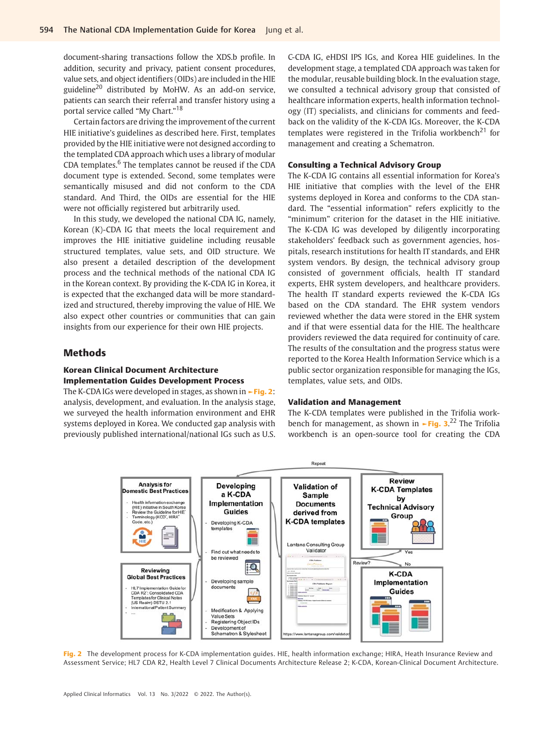document-sharing transactions follow the XDS.b profile. In addition, security and privacy, patient consent procedures, value sets, and object identifiers (OIDs) are included in the HIE guideline[20] distributed by MoHW. As an add-on service, patients can search their referral and transfer history using a portal service called "My Chart."[18]

Certain factors are driving the improvement of the current HIE initiative's guidelines as described here. First, templates provided by the HIE initiative were not designed according to the templated CDA approach which uses a library of modular CDA templates.[6] The templates cannot be reused if the CDA document type is extended. Second, some templates were semantically misused and did not conform to the CDA standard. And Third, the OIDs are essential for the HIE were not officially registered but arbitrarily used.

In this study, we developed the national CDA IG, namely, Korean (K)-CDA IG that meets the local requirement and improves the HIE initiative guideline including reusable structured templates, value sets, and OID structure. We also present a detailed description of the development process and the technical methods of the national CDA IG in the Korean context. By providing the K-CDA IG in Korea, it is expected that the exchanged data will be more standardized and structured, thereby improving the value of HIE. We also expect other countries or communities that can gain insights from our experience for their own HIE projects.

## Methods

### Korean Clinical Document Architecture Implementation Guides Development Process

The K-CDA IGs were developed in stages, as shown in ►Fig. 2: analysis, development, and evaluation. In the analysis stage, we surveyed the health information environment and EHR systems deployed in Korea. We conducted gap analysis with previously published international/national IGs such as U.S. C-CDA IG, eHDSI IPS IGs, and Korea HIE guidelines. In the development stage, a templated CDA approach was taken for the modular, reusable building block. In the evaluation stage, we consulted a technical advisory group that consisted of healthcare information experts, health information technology (IT) specialists, and clinicians for comments and feedback on the validity of the K-CDA IGs. Moreover, the K-CDA templates were registered in the Trifolia workbench[21] for management and creating a Schematron.

### Consulting a Technical Advisory Group

The K-CDA IG contains all essential information for Korea's HIE initiative that complies with the level of the EHR systems deployed in Korea and conforms to the CDA standard. The "essential information" refers explicitly to the "minimum" criterion for the dataset in the HIE initiative. The K-CDA IG was developed by diligently incorporating stakeholders' feedback such as government agencies, hospitals, research institutions for health IT standards, and EHR system vendors. By design, the technical advisory group consisted of government officials, health IT standard experts, EHR system developers, and healthcare providers. The health IT standard experts reviewed the K-CDA IGs based on the CDA standard. The EHR system vendors reviewed whether the data were stored in the EHR system and if that were essential data for the HIE. The healthcare providers reviewed the data required for continuity of care. The results of the consultation and the progress status were reported to the Korea Health Information Service which is a public sector organization responsible for managing the IGs, templates, value sets, and OIDs.

### Validation and Management

The K-CDA templates were published in the Trifolia workbench for management, as shown in ►Fig. 3.[22] The Trifolia workbench is an open-source tool for creating the CDA

Fig. 2 The development process for K-CDA implementation guides. HIE, health information exchange; HIRA, Health Insurance Review and Assessment Service; HL7 CDA R2, Health Level 7 Clinical Documents Architecture Release 2; K-CDA, Korean-Clinical Document Architecture.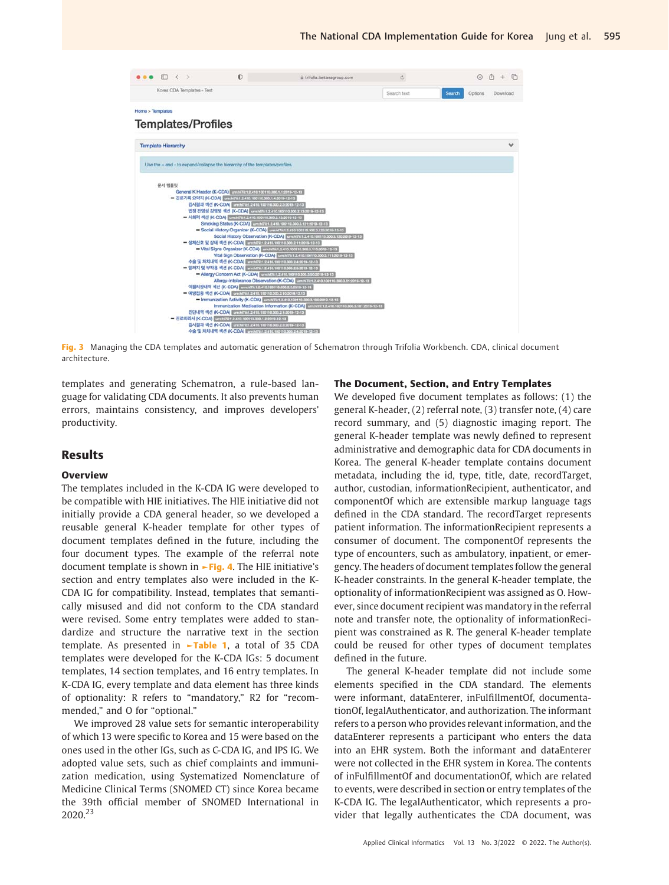Fig. 3 Managing the CDA templates and automatic generation of Schematron through Trifolia Workbench. CDA, clinical document architecture.

templates and generating Schematron, a rule-based language for validating CDA documents. It also prevents human errors, maintains consistency, and improves developers' productivity.

## Results

### Overview

The templates included in the K-CDA IG were developed to be compatible with HIE initiatives. The HIE initiative did not initially provide a CDA general header, so we developed a reusable general K-header template for other types of document templates defined in the future, including the four document types. The example of the referral note document template is shown in ►Fig. 4. The HIE initiative's section and entry templates also were included in the K-CDA IG for compatibility. Instead, templates that semantically misused and did not conform to the CDA standard were revised. Some entry templates were added to standardize and structure the narrative text in the section template. As presented in ►Table 1, a total of 35 CDA templates were developed for the K-CDA IGs: 5 document templates, 14 section templates, and 16 entry templates. In K-CDA IG, every template and data element has three kinds of optionality: R refers to "mandatory," R2 for "recommended," and O for "optional."

We improved 28 value sets for semantic interoperability of which 13 were specific to Korea and 15 were based on the ones used in the other IGs, such as C-CDA IG, and IPS IG. We adopted value sets, such as chief complaints and immunization medication, using Systematized Nomenclature of Medicine Clinical Terms (SNOMED CT) since Korea became the 39th official member of SNOMED International in 2020.[23]

### The Document, Section, and Entry Templates

We developed five document templates as follows: (1) the general K-header, (2) referral note, (3) transfer note, (4) care record summary, and (5) diagnostic imaging report. The general K-header template was newly defined to represent administrative and demographic data for CDA documents in Korea. The general K-header template contains document metadata, including the id, type, title, date, recordTarget, author, custodian, informationRecipient, authenticator, and componentOf which are extensible markup language tags defined in the CDA standard. The recordTarget represents patient information. The informationRecipient represents a consumer of document. The componentOf represents the type of encounters, such as ambulatory, inpatient, or emergency. The headers of document templates follow the general K-header constraints. In the general K-header template, the optionality of informationRecipient was assigned as O. However, since document recipient was mandatory in the referral note and transfer note, the optionality of informationRecipient was constrained as R. The general K-header template could be reused for other types of document templates defined in the future.

The general K-header template did not include some elements specified in the CDA standard. The elements were informant, dataEnterer, inFulfillmentOf, documentationOf, legalAuthenticator, and authorization. The informant refers to a person who provides relevant information, and the dataEnterer represents a participant who enters the data into an EHR system. Both the informant and dataEnterer were not collected in the EHR system in Korea. The contents of inFulfillmentOf and documentationOf, which are related to events, were described in section or entry templates of the K-CDA IG. The legalAuthenticator, which represents a provider that legally authenticates the CDA document, was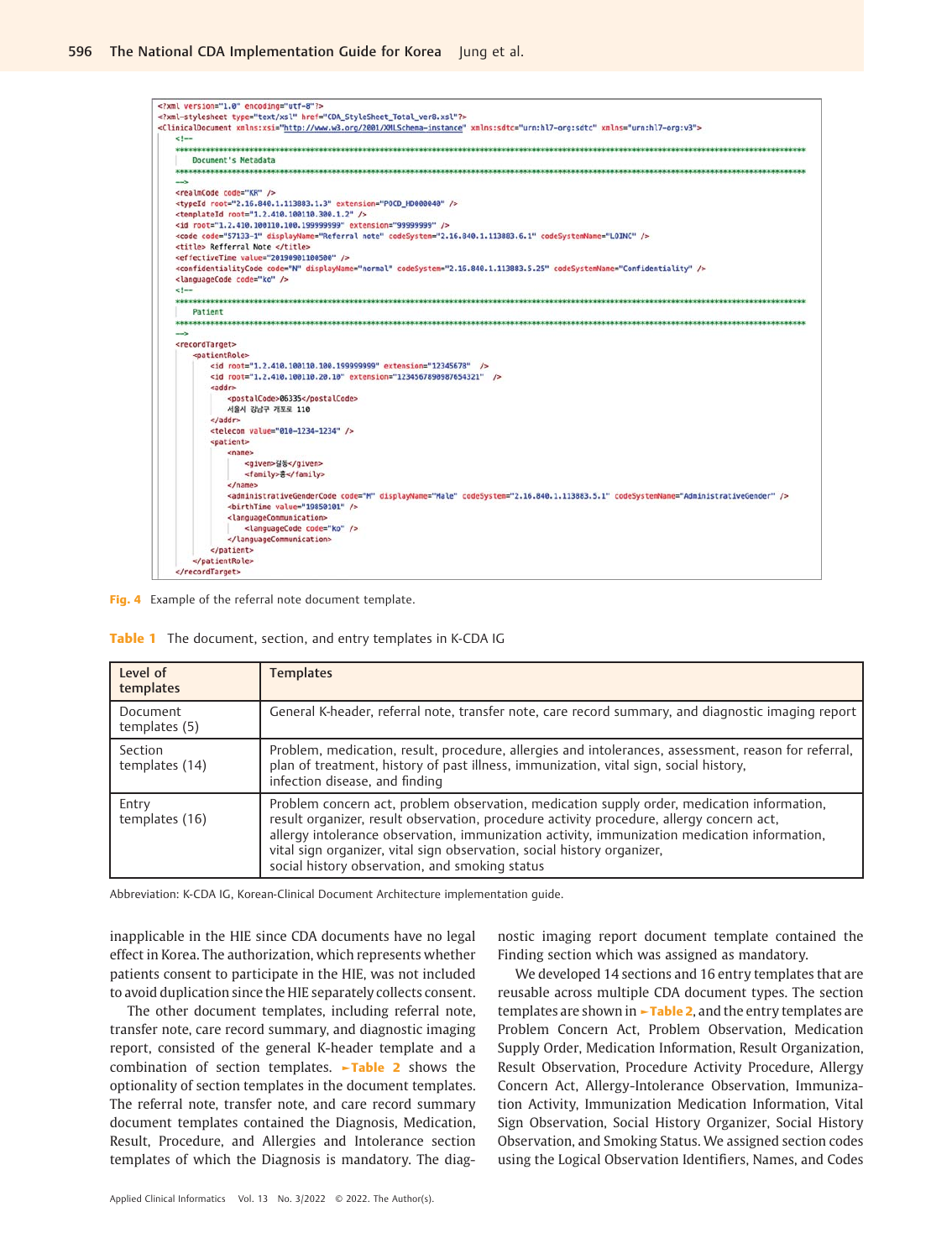```xml
<?xml version="1.0" encoding="utf-8"?>
<?xml-stylesheet type="text/xsl" href="CDA_StyleSheet_Total_ver8.xsl"?>
<ClinicalDocument xmlns:xsi="http://www.w3.org/2001/XMLSchema-instance" xmlns:sdtc="urn:hl7-org:sdtc" xmlns="urn:hl7-org:v3">
    <!--
    ****************************************************************************************************************
        Document's Metadata
    ****************************************************************************************************************
    -->
    <realmCode code="KR" />
    <typeId root="2.16.840.1.113883.1.3" extension="POCD_HD000040" />
    <templateId root="1.2.410.100110.300.1.2" />
    <id root="1.2.410.100110.100.199999999" extension="99999999" />
    <code code="57133-1" displayName="Referral note" codeSystem="2.16.840.1.113883.6.1" codeSystemName="LOINC" />
    <title> Refferral Note </title>
    <effectiveTime value="20190901100500" />
    <confidentialityCode code="N" displayName="normal" codeSystem="2.16.840.1.113883.5.25" codeSystemName="Confidentiality" />
    <languageCode code="ko" />
    <!--
    ****************************************************************************************************************
        Patient
    ****************************************************************************************************************
    -->
    <recordTarget>
        <patientRole>
            <id root="1.2.410.100110.100.199999999" extension="12345678" />
            <id root="1.2.410.100110.20.10" extension="1234567890987654321" />
            <addr>
                <postalCode>06335</postalCode>
                서울시 강남구 개포로 110
            </addr>
            <telecom value="010-1234-1234" />
            <patient>
                <name>
                    <given>길동</given>
                    <family>홍</family>
                </name>
                <administrativeGenderCode code="M" displayName="Male" codeSystem="2.16.840.1.113883.5.1" codeSystemName="AdministrativeGender" />
                <birthTime value="19850101" />
                <languageCommunication>
                    <languageCode code="ko" />
                </languageCommunication>
            </patient>
        </patientRole>
    </recordTarget>
```

**Fig. 4** Example of the referral note document template.

**Table 1** The document, section, and entry templates in K-CDA IG

| Level of templates | Templates |
|---|---|
| Document templates (5) | General K-header, referral note, transfer note, care record summary, and diagnostic imaging report |
| Section templates (14) | Problem, medication, result, procedure, allergies and intolerances, assessment, reason for referral, plan of treatment, history of past illness, immunization, vital sign, social history, infection disease, and finding |
| Entry templates (16) | Problem concern act, problem observation, medication supply order, medication information, result organizer, result observation, procedure activity procedure, allergy concern act, allergy intolerance observation, immunization activity, immunization medication information, vital sign organizer, vital sign observation, social history organizer, social history observation, and smoking status |

Abbreviation: K-CDA IG, Korean-Clinical Document Architecture implementation guide.

inapplicable in the HIE since CDA documents have no legal effect in Korea. The authorization, which represents whether patients consent to participate in the HIE, was not included to avoid duplication since the HIE separately collects consent.

The other document templates, including referral note, transfer note, care record summary, and diagnostic imaging report, consisted of the general K-header template and a combination of section templates. ►Table 2 shows the optionality of section templates in the document templates. The referral note, transfer note, and care record summary document templates contained the Diagnosis, Medication, Result, Procedure, and Allergies and Intolerance section templates of which the Diagnosis is mandatory. The diagnostic imaging report document template contained the Finding section which was assigned as mandatory.

We developed 14 sections and 16 entry templates that are reusable across multiple CDA document types. The section templates are shown in ►Table 2, and the entry templates are Problem Concern Act, Problem Observation, Medication Supply Order, Medication Information, Result Organization, Result Observation, Procedure Activity Procedure, Allergy Concern Act, Allergy-Intolerance Observation, Immunization Activity, Immunization Medication Information, Vital Sign Observation, Social History Organizer, Social History Observation, and Smoking Status. We assigned section codes using the Logical Observation Identifiers, Names, and Codes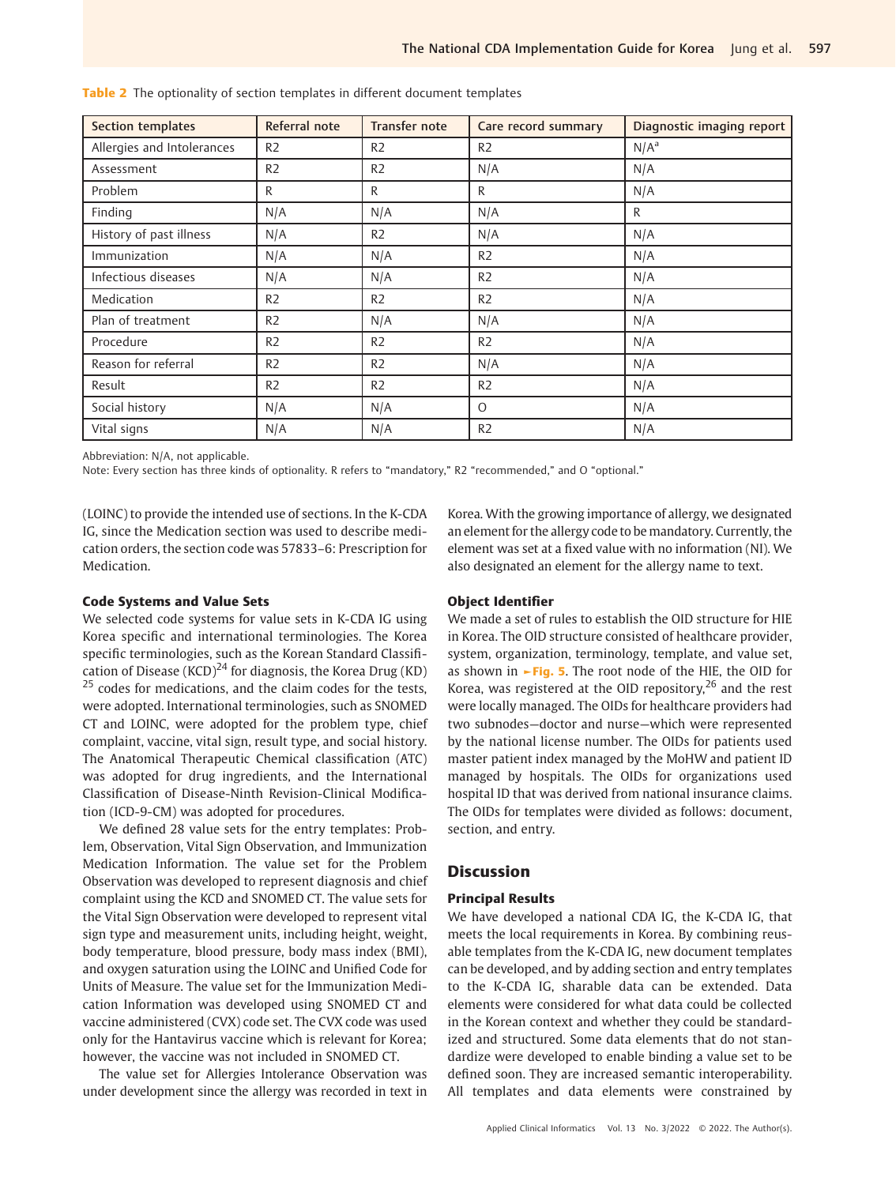**Table 2** The optionality of section templates in different document templates

| Section templates | Referral note | Transfer note | Care record summary | Diagnostic imaging report |
|---|---|---|---|---|
| Allergies and Intolerances | R2 | R2 | R2 | N/A[a] |
| Assessment | R2 | R2 | N/A | N/A |
| Problem | R | R | R | N/A |
| Finding | N/A | N/A | N/A | R |
| History of past illness | N/A | R2 | N/A | N/A |
| Immunization | N/A | N/A | R2 | N/A |
| Infectious diseases | N/A | N/A | R2 | N/A |
| Medication | R2 | R2 | R2 | N/A |
| Plan of treatment | R2 | N/A | N/A | N/A |
| Procedure | R2 | R2 | R2 | N/A |
| Reason for referral | R2 | R2 | N/A | N/A |
| Result | R2 | R2 | R2 | N/A |
| Social history | N/A | N/A | O | N/A |
| Vital signs | N/A | N/A | R2 | N/A |

Abbreviation: N/A, not applicable.
Note: Every section has three kinds of optionality. R refers to "mandatory," R2 "recommended," and O "optional."

(LOINC) to provide the intended use of sections. In the K-CDA IG, since the Medication section was used to describe medication orders, the section code was 57833–6: Prescription for Medication.

### Code Systems and Value Sets

We selected code systems for value sets in K-CDA IG using Korea specific and international terminologies. The Korea specific terminologies, such as the Korean Standard Classification of Disease (KCD)[24] for diagnosis, the Korea Drug (KD)[25] codes for medications, and the claim codes for the tests, were adopted. International terminologies, such as SNOMED CT and LOINC, were adopted for the problem type, chief complaint, vaccine, vital sign, result type, and social history. The Anatomical Therapeutic Chemical classification (ATC) was adopted for drug ingredients, and the International Classification of Disease-Ninth Revision-Clinical Modification (ICD-9-CM) was adopted for procedures.

We defined 28 value sets for the entry templates: Problem, Observation, Vital Sign Observation, and Immunization Medication Information. The value set for the Problem Observation was developed to represent diagnosis and chief complaint using the KCD and SNOMED CT. The value sets for the Vital Sign Observation were developed to represent vital sign type and measurement units, including height, weight, body temperature, blood pressure, body mass index (BMI), and oxygen saturation using the LOINC and Unified Code for Units of Measure. The value set for the Immunization Medication Information was developed using SNOMED CT and vaccine administered (CVX) code set. The CVX code was used only for the Hantavirus vaccine which is relevant for Korea; however, the vaccine was not included in SNOMED CT.

The value set for Allergies Intolerance Observation was under development since the allergy was recorded in text in Korea. With the growing importance of allergy, we designated an element for the allergy code to be mandatory. Currently, the element was set at a fixed value with no information (NI). We also designated an element for the allergy name to text.

### Object Identifier

We made a set of rules to establish the OID structure for HIE in Korea. The OID structure consisted of healthcare provider, system, organization, terminology, template, and value set, as shown in ►Fig. 5. The root node of the HIE, the OID for Korea, was registered at the OID repository,[26] and the rest were locally managed. The OIDs for healthcare providers had two subnodes—doctor and nurse—which were represented by the national license number. The OIDs for patients used master patient index managed by the MoHW and patient ID managed by hospitals. The OIDs for organizations used hospital ID that was derived from national insurance claims. The OIDs for templates were divided as follows: document, section, and entry.

## Discussion

### Principal Results

We have developed a national CDA IG, the K-CDA IG, that meets the local requirements in Korea. By combining reusable templates from the K-CDA IG, new document templates can be developed, and by adding section and entry templates to the K-CDA IG, sharable data can be extended. Data elements were considered for what data could be collected in the Korean context and whether they could be standardized and structured. Some data elements that do not standardize were developed to enable binding a value set to be defined soon. They are increased semantic interoperability. All templates and data elements were constrained by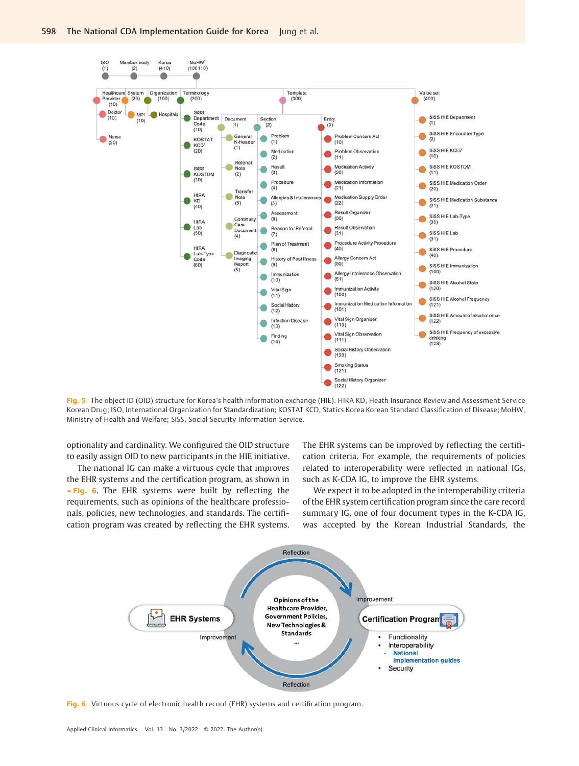Fig. 5 The object ID (OID) structure for Korea's health information exchange (HIE). HIRA KD, Heath Insurance Review and Assessment Service Korean Drug; ISO, International Organization for Standardization; KOSTAT KCD, Statics Korea Korean Standard Classification of Disease; MoHW, Ministry of Health and Welfare; SiSS, Social Security Information Service.

optionality and cardinality. We configured the OID structure to easily assign OID to new participants in the HIE initiative.

The national IG can make a virtuous cycle that improves the EHR systems and the certification program, as shown in ►Fig. 6. The EHR systems were built by reflecting the requirements, such as opinions of the healthcare professionals, policies, new technologies, and standards. The certification program was created by reflecting the EHR systems. The EHR systems can be improved by reflecting the certification criteria. For example, the requirements of policies related to interoperability were reflected in national IGs, such as K-CDA IG, to improve the EHR systems.

We expect it to be adopted in the interoperability criteria of the EHR system certification program since the care record summary IG, one of four document types in the K-CDA IG, was accepted by the Korean Industrial Standards, the

Fig. 6 Virtuous cycle of electronic health record (EHR) systems and certification program.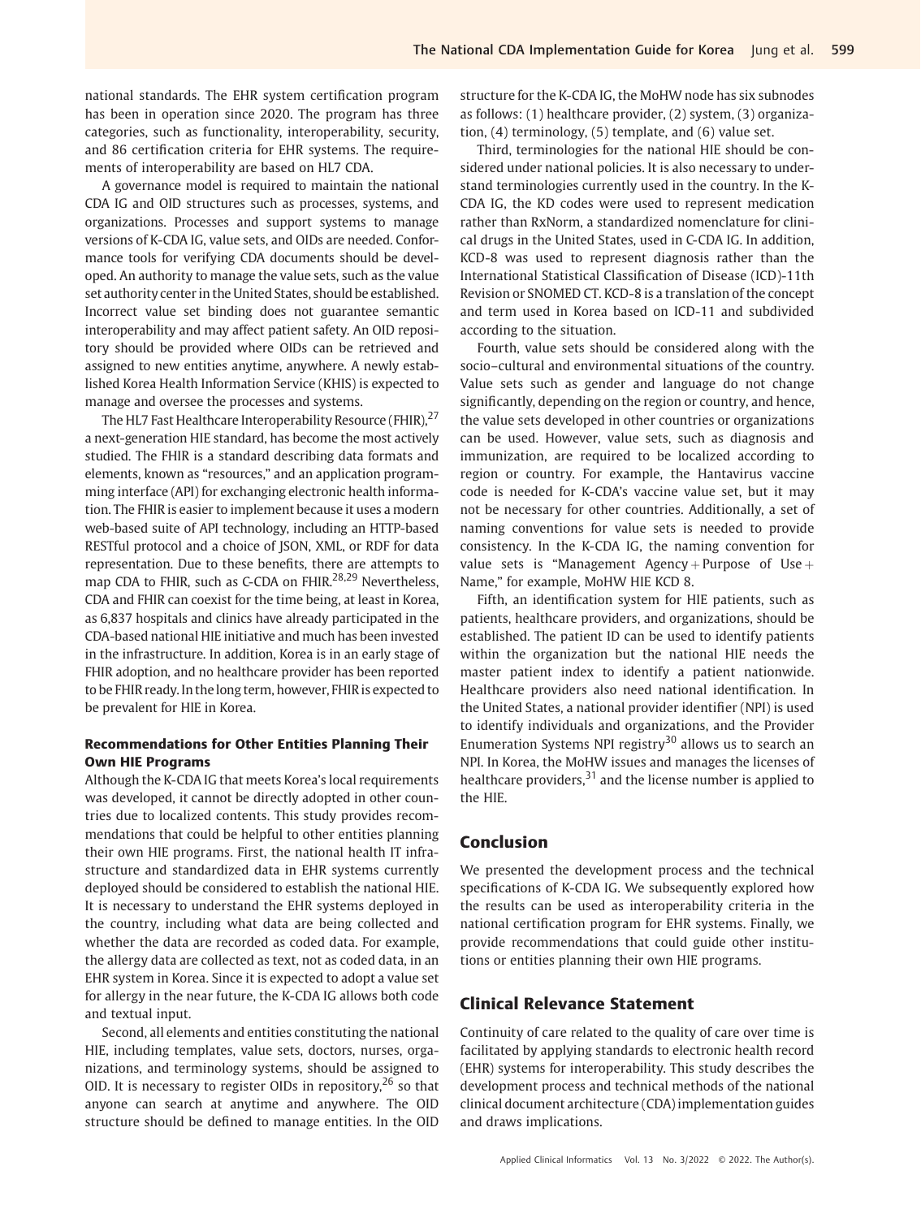national standards. The EHR system certification program has been in operation since 2020. The program has three categories, such as functionality, interoperability, security, and 86 certification criteria for EHR systems. The requirements of interoperability are based on HL7 CDA.

A governance model is required to maintain the national CDA IG and OID structures such as processes, systems, and organizations. Processes and support systems to manage versions of K-CDA IG, value sets, and OIDs are needed. Conformance tools for verifying CDA documents should be developed. An authority to manage the value sets, such as the value set authority center in the United States, should be established. Incorrect value set binding does not guarantee semantic interoperability and may affect patient safety. An OID repository should be provided where OIDs can be retrieved and assigned to new entities anytime, anywhere. A newly established Korea Health Information Service (KHIS) is expected to manage and oversee the processes and systems.

The HL7 Fast Healthcare Interoperability Resource (FHIR),[27] a next-generation HIE standard, has become the most actively studied. The FHIR is a standard describing data formats and elements, known as "resources," and an application programming interface (API) for exchanging electronic health information. The FHIR is easier to implement because it uses a modern web-based suite of API technology, including an HTTP-based RESTful protocol and a choice of JSON, XML, or RDF for data representation. Due to these benefits, there are attempts to map CDA to FHIR, such as C-CDA on FHIR.[28,29] Nevertheless, CDA and FHIR can coexist for the time being, at least in Korea, as 6,837 hospitals and clinics have already participated in the CDA-based national HIE initiative and much has been invested in the infrastructure. In addition, Korea is in an early stage of FHIR adoption, and no healthcare provider has been reported to be FHIR ready. In the long term, however, FHIR is expected to be prevalent for HIE in Korea.

### Recommendations for Other Entities Planning Their Own HIE Programs

Although the K-CDA IG that meets Korea's local requirements was developed, it cannot be directly adopted in other countries due to localized contents. This study provides recommendations that could be helpful to other entities planning their own HIE programs. First, the national health IT infrastructure and standardized data in EHR systems currently deployed should be considered to establish the national HIE. It is necessary to understand the EHR systems deployed in the country, including what data are being collected and whether the data are recorded as coded data. For example, the allergy data are collected as text, not as coded data, in an EHR system in Korea. Since it is expected to adopt a value set for allergy in the near future, the K-CDA IG allows both code and textual input.

Second, all elements and entities constituting the national HIE, including templates, value sets, doctors, nurses, organizations, and terminology systems, should be assigned to OID. It is necessary to register OIDs in repository,[26] so that anyone can search at anytime and anywhere. The OID structure should be defined to manage entities. In the OID structure for the K-CDA IG, the MoHW node has six subnodes as follows: (1) healthcare provider, (2) system, (3) organization, (4) terminology, (5) template, and (6) value set.

Third, terminologies for the national HIE should be considered under national policies. It is also necessary to understand terminologies currently used in the country. In the K-CDA IG, the KD codes were used to represent medication rather than RxNorm, a standardized nomenclature for clinical drugs in the United States, used in C-CDA IG. In addition, KCD-8 was used to represent diagnosis rather than the International Statistical Classification of Disease (ICD)-11th Revision or SNOMED CT. KCD-8 is a translation of the concept and term used in Korea based on ICD-11 and subdivided according to the situation.

Fourth, value sets should be considered along with the socio–cultural and environmental situations of the country. Value sets such as gender and language do not change significantly, depending on the region or country, and hence, the value sets developed in other countries or organizations can be used. However, value sets, such as diagnosis and immunization, are required to be localized according to region or country. For example, the Hantavirus vaccine code is needed for K-CDA's vaccine value set, but it may not be necessary for other countries. Additionally, a set of naming conventions for value sets is needed to provide consistency. In the K-CDA IG, the naming convention for value sets is "Management Agency + Purpose of Use + Name," for example, MoHW HIE KCD 8.

Fifth, an identification system for HIE patients, such as patients, healthcare providers, and organizations, should be established. The patient ID can be used to identify patients within the organization but the national HIE needs the master patient index to identify a patient nationwide. Healthcare providers also need national identification. In the United States, a national provider identifier (NPI) is used to identify individuals and organizations, and the Provider Enumeration Systems NPI registry[30] allows us to search an NPI. In Korea, the MoHW issues and manages the licenses of healthcare providers,[31] and the license number is applied to the HIE.

## Conclusion

We presented the development process and the technical specifications of K-CDA IG. We subsequently explored how the results can be used as interoperability criteria in the national certification program for EHR systems. Finally, we provide recommendations that could guide other institutions or entities planning their own HIE programs.

## Clinical Relevance Statement

Continuity of care related to the quality of care over time is facilitated by applying standards to electronic health record (EHR) systems for interoperability. This study describes the development process and technical methods of the national clinical document architecture (CDA) implementation guides and draws implications.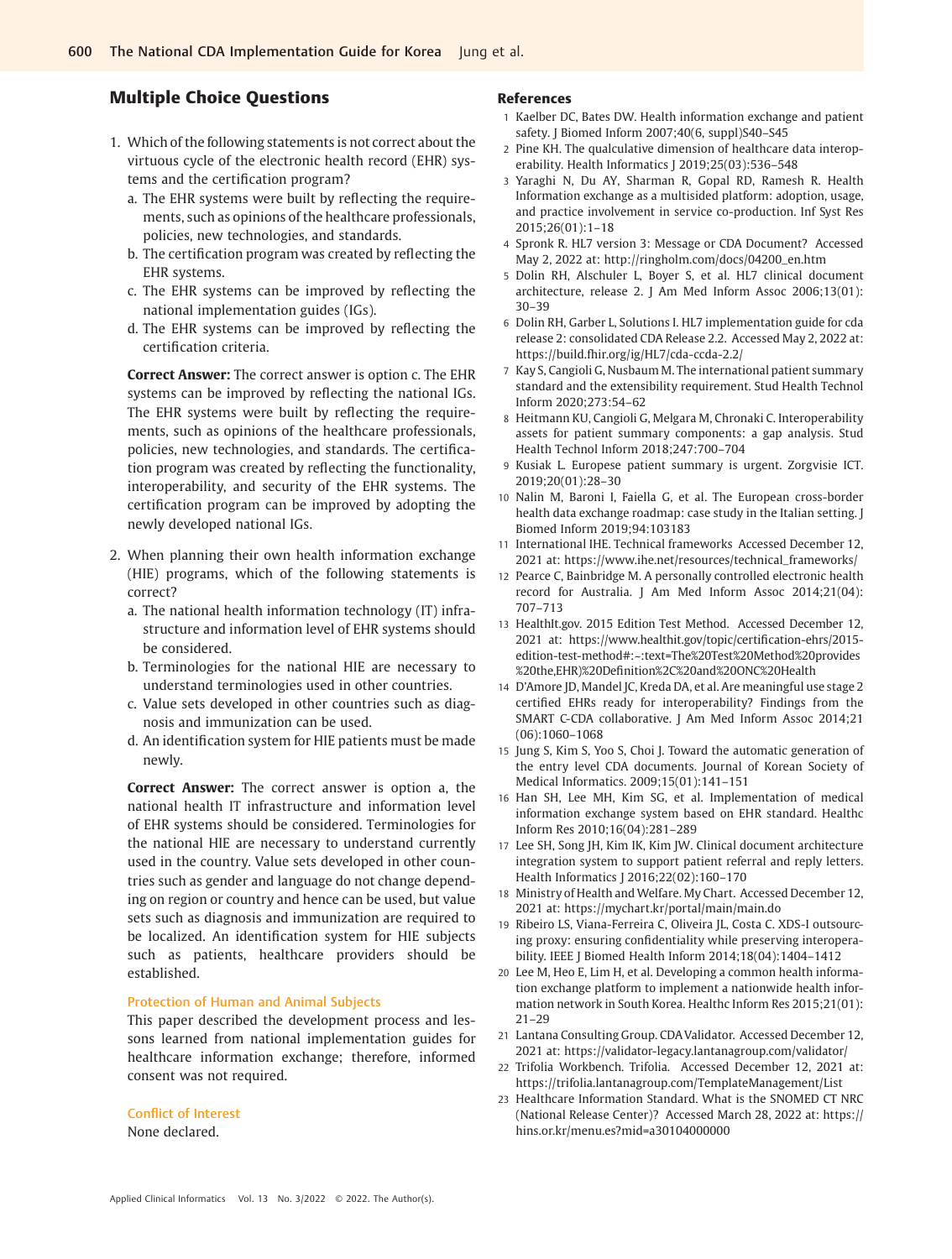## Multiple Choice Questions

1. Which of the following statements is not correct about the virtuous cycle of the electronic health record (EHR) systems and the certification program?
   a. The EHR systems were built by reflecting the requirements, such as opinions of the healthcare professionals, policies, new technologies, and standards.
   b. The certification program was created by reflecting the EHR systems.
   c. The EHR systems can be improved by reflecting the national implementation guides (IGs).
   d. The EHR systems can be improved by reflecting the certification criteria.

   **Correct Answer:** The correct answer is option c. The EHR systems can be improved by reflecting the national IGs. The EHR systems were built by reflecting the requirements, such as opinions of the healthcare professionals, policies, new technologies, and standards. The certification program was created by reflecting the functionality, interoperability, and security of the EHR systems. The certification program can be improved by adopting the newly developed national IGs.

2. When planning their own health information exchange (HIE) programs, which of the following statements is correct?
   a. The national health information technology (IT) infrastructure and information level of EHR systems should be considered.
   b. Terminologies for the national HIE are necessary to understand terminologies used in other countries.
   c. Value sets developed in other countries such as diagnosis and immunization can be used.
   d. An identification system for HIE patients must be made newly.

   **Correct Answer:** The correct answer is option a, the national health IT infrastructure and information level of EHR systems should be considered. Terminologies for the national HIE are necessary to understand currently used in the country. Value sets developed in other countries such as gender and language do not change depending on region or country and hence can be used, but value sets such as diagnosis and immunization are required to be localized. An identification system for HIE subjects such as patients, healthcare providers should be established.

### Protection of Human and Animal Subjects

This paper described the development process and lessons learned from national implementation guides for healthcare information exchange; therefore, informed consent was not required.

### Conflict of Interest

None declared.

## References

1. Kaelber DC, Bates DW. Health information exchange and patient safety. J Biomed Inform 2007;40(6, suppl)S40–S45
2. Pine KH. The qualculative dimension of healthcare data interoperability. Health Informatics J 2019;25(03):536–548
3. Yaraghi N, Du AY, Sharman R, Gopal RD, Ramesh R. Health Information exchange as a multisided platform: adoption, usage, and practice involvement in service co-production. Inf Syst Res 2015;26(01):1–18
4. Spronk R. HL7 version 3: Message or CDA Document? Accessed May 2, 2022 at: http://ringholm.com/docs/04200_en.htm
5. Dolin RH, Alschuler L, Boyer S, et al. HL7 clinical document architecture, release 2. J Am Med Inform Assoc 2006;13(01): 30–39
6. Dolin RH, Garber L, Solutions I. HL7 implementation guide for cda release 2: consolidated CDA Release 2.2. Accessed May 2, 2022 at: https://build.fhir.org/ig/HL7/cda-ccda-2.2/
7. Kay S, Cangioli G, Nusbaum M. The international patient summary standard and the extensibility requirement. Stud Health Technol Inform 2020;273:54–62
8. Heitmann KU, Cangioli G, Melgara M, Chronaki C. Interoperability assets for patient summary components: a gap analysis. Stud Health Technol Inform 2018;247:700–704
9. Kusiak L. Europese patient summary is urgent. Zorgvisie ICT. 2019;20(01):28–30
10. Nalin M, Baroni I, Faiella G, et al. The European cross-border health data exchange roadmap: case study in the Italian setting. J Biomed Inform 2019;94:103183
11. International IHE. Technical frameworks Accessed December 12, 2021 at: https://www.ihe.net/resources/technical_frameworks/
12. Pearce C, Bainbridge M. A personally controlled electronic health record for Australia. J Am Med Inform Assoc 2014;21(04): 707–713
13. HealthIt.gov. 2015 Edition Test Method. Accessed December 12, 2021 at: https://www.healthit.gov/topic/certification-ehrs/2015-edition-test-method#:~:text=The%20Test%20Method%20provides%20the,EHR)%20Definition%2C%20and%20ONC%20Health
14. D'Amore JD, Mandel JC, Kreda DA, et al. Are meaningful use stage 2 certified EHRs ready for interoperability? Findings from the SMART C-CDA collaborative. J Am Med Inform Assoc 2014;21 (06):1060–1068
15. Jung S, Kim S, Yoo S, Choi J. Toward the automatic generation of the entry level CDA documents. Journal of Korean Society of Medical Informatics. 2009;15(01):141–151
16. Han SH, Lee MH, Kim SG, et al. Implementation of medical information exchange system based on EHR standard. Healthc Inform Res 2010;16(04):281–289
17. Lee SH, Song JH, Kim IK, Kim JW. Clinical document architecture integration system to support patient referral and reply letters. Health Informatics J 2016;22(02):160–170
18. Ministry of Health and Welfare. My Chart. Accessed December 12, 2021 at: https://mychart.kr/portal/main/main.do
19. Ribeiro LS, Viana-Ferreira C, Oliveira JL, Costa C. XDS-I outsourcing proxy: ensuring confidentiality while preserving interoperability. IEEE J Biomed Health Inform 2014;18(04):1404–1412
20. Lee M, Heo E, Lim H, et al. Developing a common health information exchange platform to implement a nationwide health information network in South Korea. Healthc Inform Res 2015;21(01): 21–29
21. Lantana Consulting Group. CDA Validator. Accessed December 12, 2021 at: https://validator-legacy.lantanagroup.com/validator/
22. Trifolia Workbench. Trifolia. Accessed December 12, 2021 at: https://trifolia.lantanagroup.com/TemplateManagement/List
23. Healthcare Information Standard. What is the SNOMED CT NRC (National Release Center)? Accessed March 28, 2022 at: https://hins.or.kr/menu.es?mid=a30104000000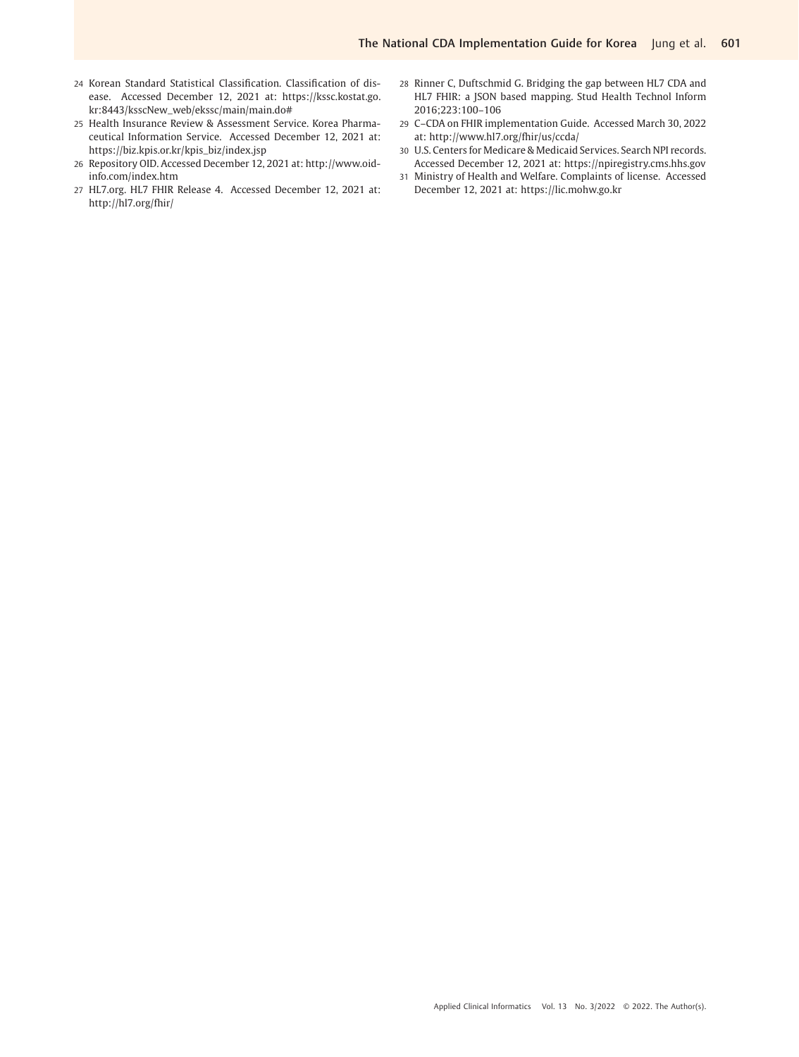24 Korean Standard Statistical Classification. Classification of disease. Accessed December 12, 2021 at: https://kssc.kostat.go.kr:8443/ksscNew_web/ekssc/main/main.do#

25 Health Insurance Review & Assessment Service. Korea Pharmaceutical Information Service. Accessed December 12, 2021 at: https://biz.kpis.or.kr/kpis_biz/index.jsp

26 Repository OID. Accessed December 12, 2021 at: http://www.oid-info.com/index.htm

27 HL7.org. HL7 FHIR Release 4. Accessed December 12, 2021 at: http://hl7.org/fhir/

28 Rinner C, Duftschmid G. Bridging the gap between HL7 CDA and HL7 FHIR: a JSON based mapping. Stud Health Technol Inform 2016;223:100–106

29 C–CDA on FHIR implementation Guide. Accessed March 30, 2022 at: http://www.hl7.org/fhir/us/ccda/

30 U.S. Centers for Medicare & Medicaid Services. Search NPI records. Accessed December 12, 2021 at: https://npiregistry.cms.hhs.gov

31 Ministry of Health and Welfare. Complaints of license. Accessed December 12, 2021 at: https://lic.mohw.go.kr